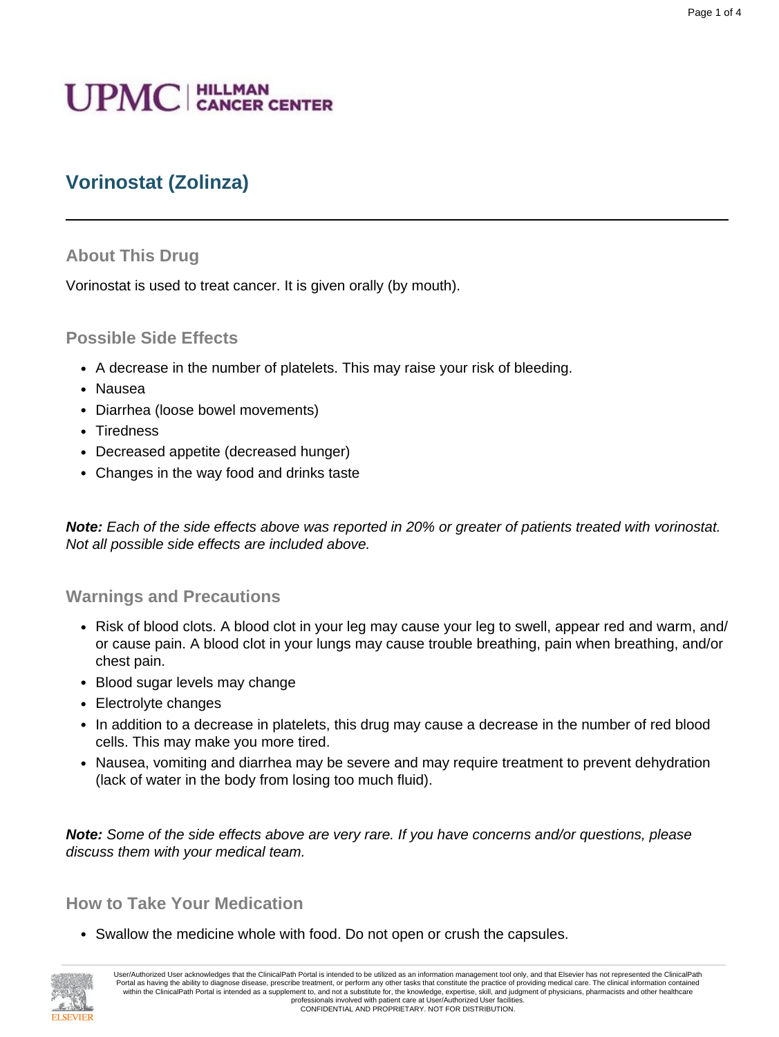UPMC | HILLMAN CANCER CENTER

# Vorinostat (Zolinza)

## About This Drug

Vorinostat is used to treat cancer. It is given orally (by mouth).

## Possible Side Effects

- A decrease in the number of platelets. This may raise your risk of bleeding.
- Nausea
- Diarrhea (loose bowel movements)
- Tiredness
- Decreased appetite (decreased hunger)
- Changes in the way food and drinks taste

***Note:*** *Each of the side effects above was reported in 20% or greater of patients treated with vorinostat. Not all possible side effects are included above.*

## Warnings and Precautions

- Risk of blood clots. A blood clot in your leg may cause your leg to swell, appear red and warm, and/or cause pain. A blood clot in your lungs may cause trouble breathing, pain when breathing, and/or chest pain.
- Blood sugar levels may change
- Electrolyte changes
- In addition to a decrease in platelets, this drug may cause a decrease in the number of red blood cells. This may make you more tired.
- Nausea, vomiting and diarrhea may be severe and may require treatment to prevent dehydration (lack of water in the body from losing too much fluid).

***Note:*** *Some of the side effects above are very rare. If you have concerns and/or questions, please discuss them with your medical team.*

## How to Take Your Medication

- Swallow the medicine whole with food. Do not open or crush the capsules.

User/Authorized User acknowledges that the ClinicalPath Portal is intended to be utilized as an information management tool only, and that Elsevier has not represented the ClinicalPath Portal as having the ability to diagnose disease, prescribe treatment, or perform any other tasks that constitute the practice of providing medical care. The clinical information contained within the ClinicalPath Portal is intended as a supplement to, and not a substitute for, the knowledge, expertise, skill, and judgment of physicians, pharmacists and other healthcare professionals involved with patient care at User/Authorized User facilities.
CONFIDENTIAL AND PROPRIETARY. NOT FOR DISTRIBUTION.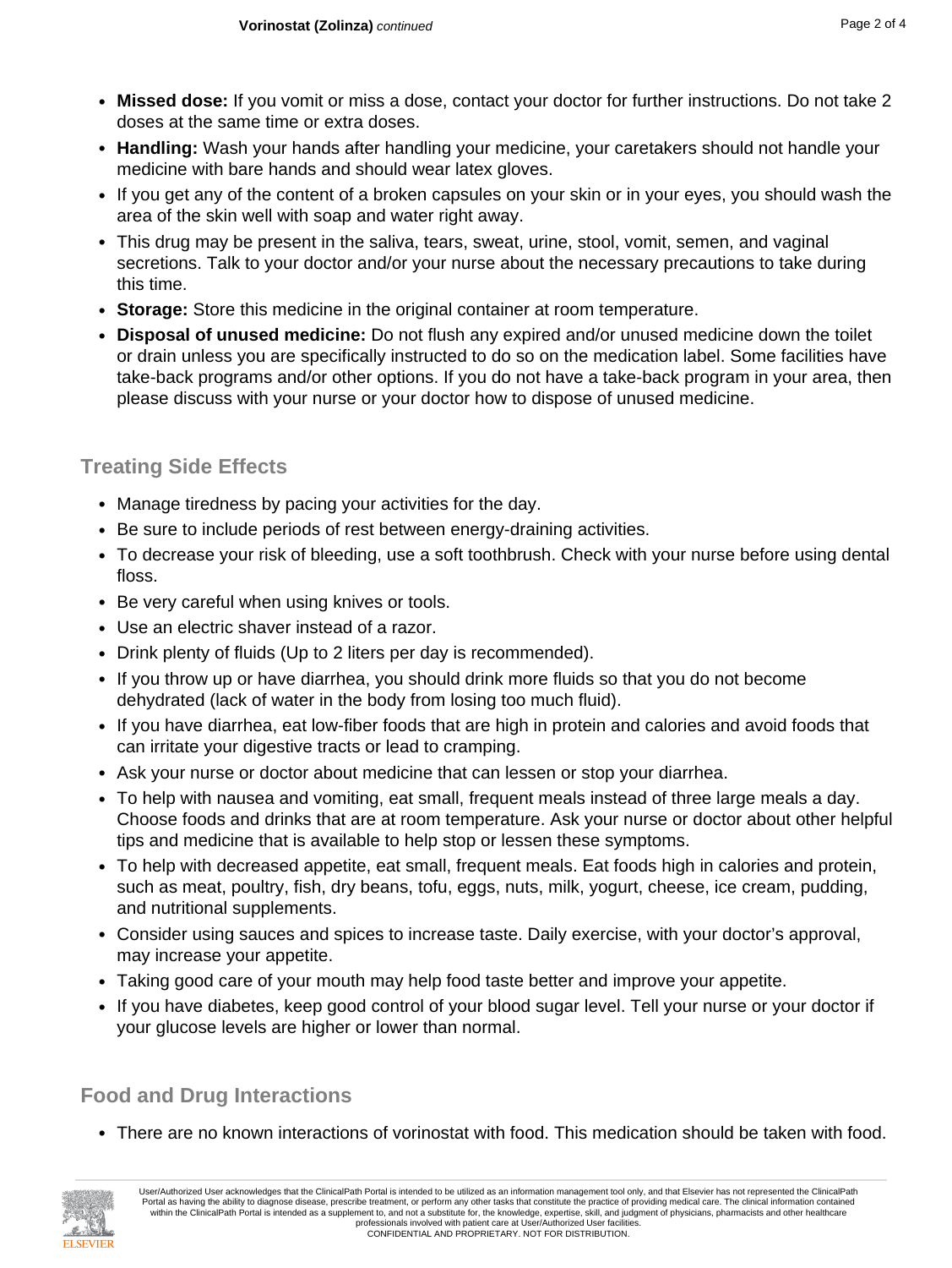- **Missed dose:** If you vomit or miss a dose, contact your doctor for further instructions. Do not take 2 doses at the same time or extra doses.
- **Handling:** Wash your hands after handling your medicine, your caretakers should not handle your medicine with bare hands and should wear latex gloves.
- If you get any of the content of a broken capsules on your skin or in your eyes, you should wash the area of the skin well with soap and water right away.
- This drug may be present in the saliva, tears, sweat, urine, stool, vomit, semen, and vaginal secretions. Talk to your doctor and/or your nurse about the necessary precautions to take during this time.
- **Storage:** Store this medicine in the original container at room temperature.
- **Disposal of unused medicine:** Do not flush any expired and/or unused medicine down the toilet or drain unless you are specifically instructed to do so on the medication label. Some facilities have take-back programs and/or other options. If you do not have a take-back program in your area, then please discuss with your nurse or your doctor how to dispose of unused medicine.

## Treating Side Effects

- Manage tiredness by pacing your activities for the day.
- Be sure to include periods of rest between energy-draining activities.
- To decrease your risk of bleeding, use a soft toothbrush. Check with your nurse before using dental floss.
- Be very careful when using knives or tools.
- Use an electric shaver instead of a razor.
- Drink plenty of fluids (Up to 2 liters per day is recommended).
- If you throw up or have diarrhea, you should drink more fluids so that you do not become dehydrated (lack of water in the body from losing too much fluid).
- If you have diarrhea, eat low-fiber foods that are high in protein and calories and avoid foods that can irritate your digestive tracts or lead to cramping.
- Ask your nurse or doctor about medicine that can lessen or stop your diarrhea.
- To help with nausea and vomiting, eat small, frequent meals instead of three large meals a day. Choose foods and drinks that are at room temperature. Ask your nurse or doctor about other helpful tips and medicine that is available to help stop or lessen these symptoms.
- To help with decreased appetite, eat small, frequent meals. Eat foods high in calories and protein, such as meat, poultry, fish, dry beans, tofu, eggs, nuts, milk, yogurt, cheese, ice cream, pudding, and nutritional supplements.
- Consider using sauces and spices to increase taste. Daily exercise, with your doctor's approval, may increase your appetite.
- Taking good care of your mouth may help food taste better and improve your appetite.
- If you have diabetes, keep good control of your blood sugar level. Tell your nurse or your doctor if your glucose levels are higher or lower than normal.

## Food and Drug Interactions

- There are no known interactions of vorinostat with food. This medication should be taken with food.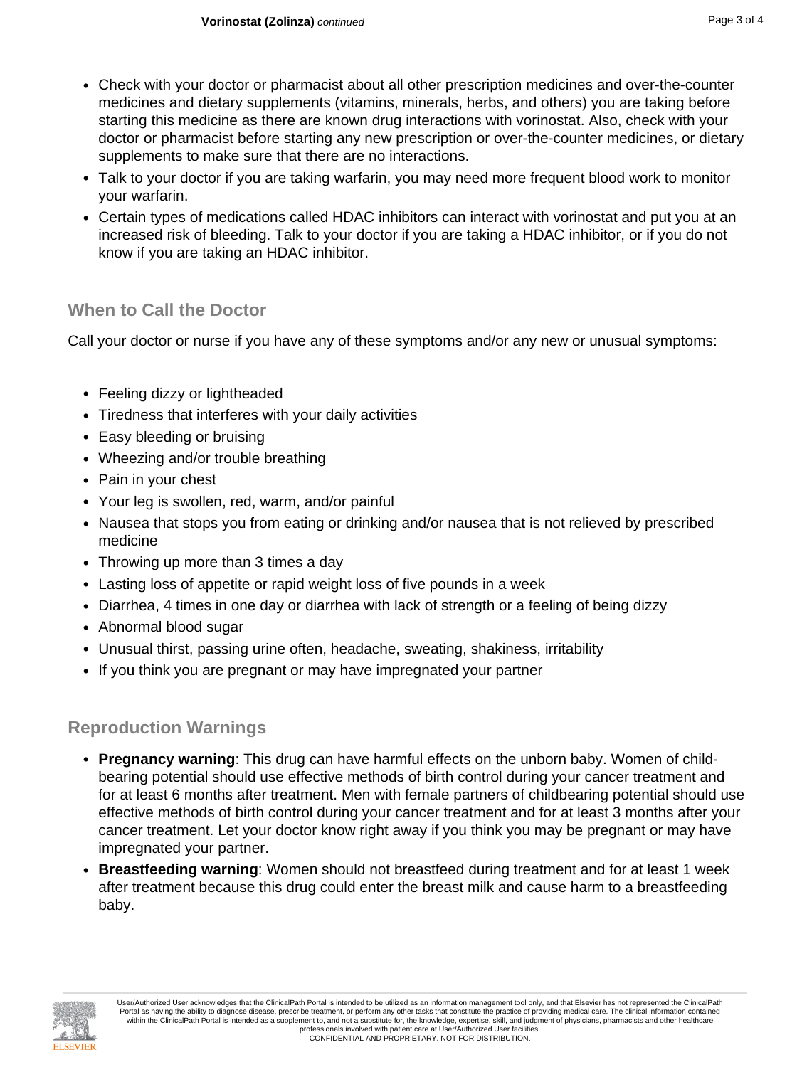- Check with your doctor or pharmacist about all other prescription medicines and over-the-counter medicines and dietary supplements (vitamins, minerals, herbs, and others) you are taking before starting this medicine as there are known drug interactions with vorinostat. Also, check with your doctor or pharmacist before starting any new prescription or over-the-counter medicines, or dietary supplements to make sure that there are no interactions.
- Talk to your doctor if you are taking warfarin, you may need more frequent blood work to monitor your warfarin.
- Certain types of medications called HDAC inhibitors can interact with vorinostat and put you at an increased risk of bleeding. Talk to your doctor if you are taking a HDAC inhibitor, or if you do not know if you are taking an HDAC inhibitor.

## When to Call the Doctor

Call your doctor or nurse if you have any of these symptoms and/or any new or unusual symptoms:

- Feeling dizzy or lightheaded
- Tiredness that interferes with your daily activities
- Easy bleeding or bruising
- Wheezing and/or trouble breathing
- Pain in your chest
- Your leg is swollen, red, warm, and/or painful
- Nausea that stops you from eating or drinking and/or nausea that is not relieved by prescribed medicine
- Throwing up more than 3 times a day
- Lasting loss of appetite or rapid weight loss of five pounds in a week
- Diarrhea, 4 times in one day or diarrhea with lack of strength or a feeling of being dizzy
- Abnormal blood sugar
- Unusual thirst, passing urine often, headache, sweating, shakiness, irritability
- If you think you are pregnant or may have impregnated your partner

## Reproduction Warnings

- **Pregnancy warning**: This drug can have harmful effects on the unborn baby. Women of child-bearing potential should use effective methods of birth control during your cancer treatment and for at least 6 months after treatment. Men with female partners of childbearing potential should use effective methods of birth control during your cancer treatment and for at least 3 months after your cancer treatment. Let your doctor know right away if you think you may be pregnant or may have impregnated your partner.
- **Breastfeeding warning**: Women should not breastfeed during treatment and for at least 1 week after treatment because this drug could enter the breast milk and cause harm to a breastfeeding baby.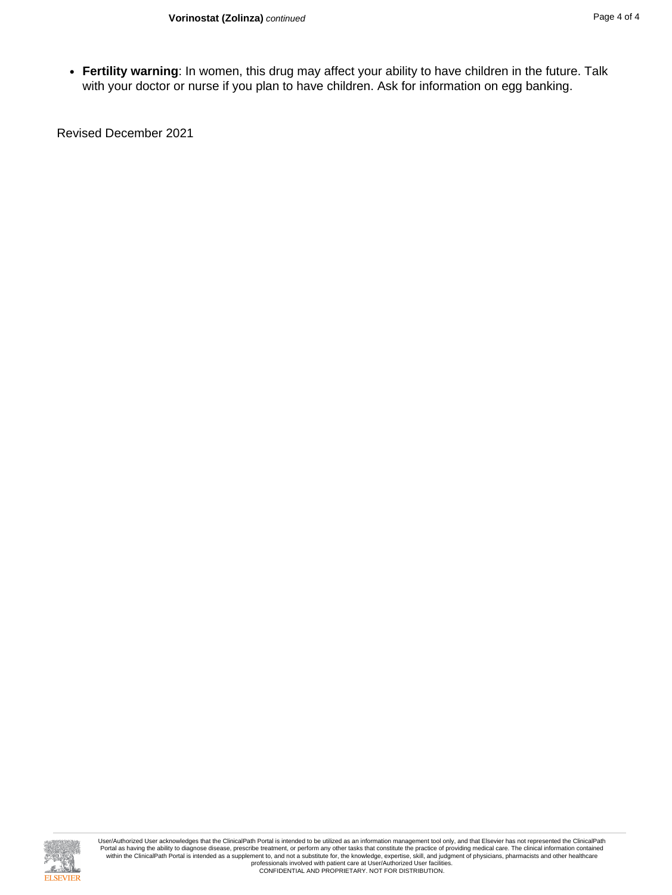- **Fertility warning**: In women, this drug may affect your ability to have children in the future. Talk with your doctor or nurse if you plan to have children. Ask for information on egg banking.

Revised December 2021